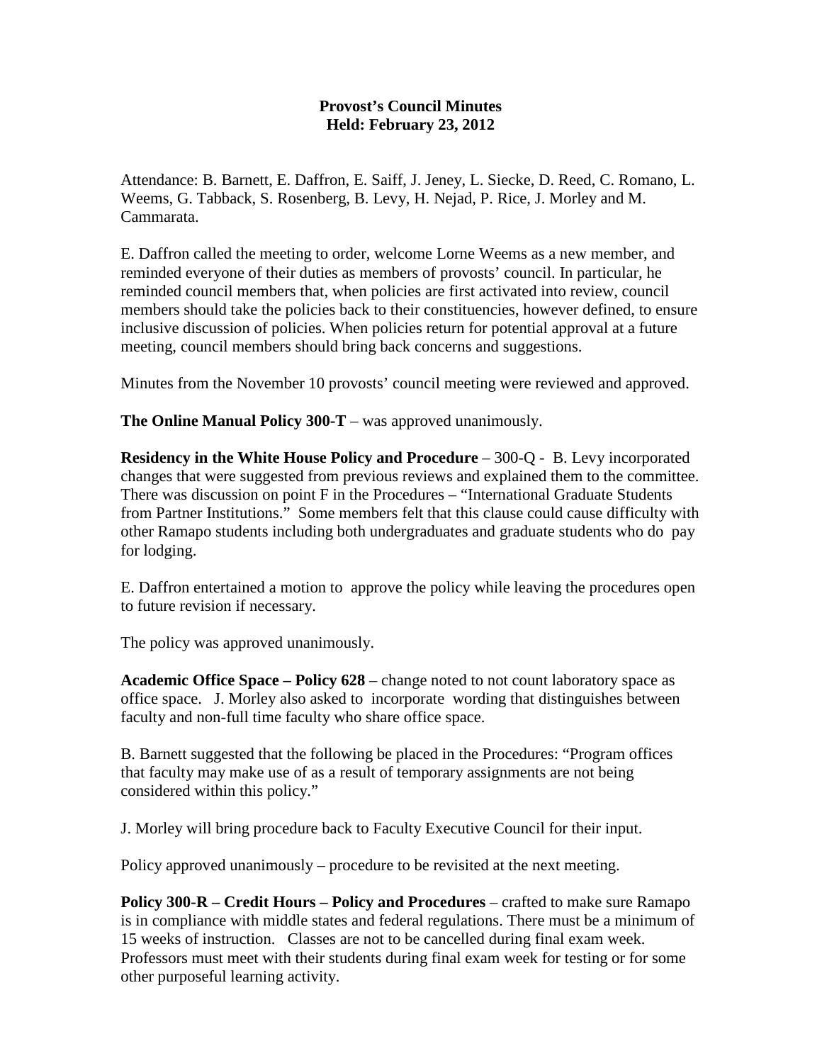**Provost's Council Minutes**
**Held: February 23, 2012**

Attendance: B. Barnett, E. Daffron, E. Saiff, J. Jeney, L. Siecke, D. Reed, C. Romano, L. Weems, G. Tabback, S. Rosenberg, B. Levy, H. Nejad, P. Rice, J. Morley and M. Cammarata.

E. Daffron called the meeting to order, welcome Lorne Weems as a new member, and reminded everyone of their duties as members of provosts' council. In particular, he reminded council members that, when policies are first activated into review, council members should take the policies back to their constituencies, however defined, to ensure inclusive discussion of policies. When policies return for potential approval at a future meeting, council members should bring back concerns and suggestions.

Minutes from the November 10 provosts' council meeting were reviewed and approved.

**The Online Manual Policy 300-T** – was approved unanimously.

**Residency in the White House Policy and Procedure** – 300-Q - B. Levy incorporated changes that were suggested from previous reviews and explained them to the committee. There was discussion on point F in the Procedures – "International Graduate Students from Partner Institutions." Some members felt that this clause could cause difficulty with other Ramapo students including both undergraduates and graduate students who do pay for lodging.

E. Daffron entertained a motion to approve the policy while leaving the procedures open to future revision if necessary.

The policy was approved unanimously.

**Academic Office Space – Policy 628** – change noted to not count laboratory space as office space. J. Morley also asked to incorporate wording that distinguishes between faculty and non-full time faculty who share office space.

B. Barnett suggested that the following be placed in the Procedures: "Program offices that faculty may make use of as a result of temporary assignments are not being considered within this policy."

J. Morley will bring procedure back to Faculty Executive Council for their input.

Policy approved unanimously – procedure to be revisited at the next meeting.

**Policy 300-R – Credit Hours – Policy and Procedures** – crafted to make sure Ramapo is in compliance with middle states and federal regulations. There must be a minimum of 15 weeks of instruction. Classes are not to be cancelled during final exam week. Professors must meet with their students during final exam week for testing or for some other purposeful learning activity.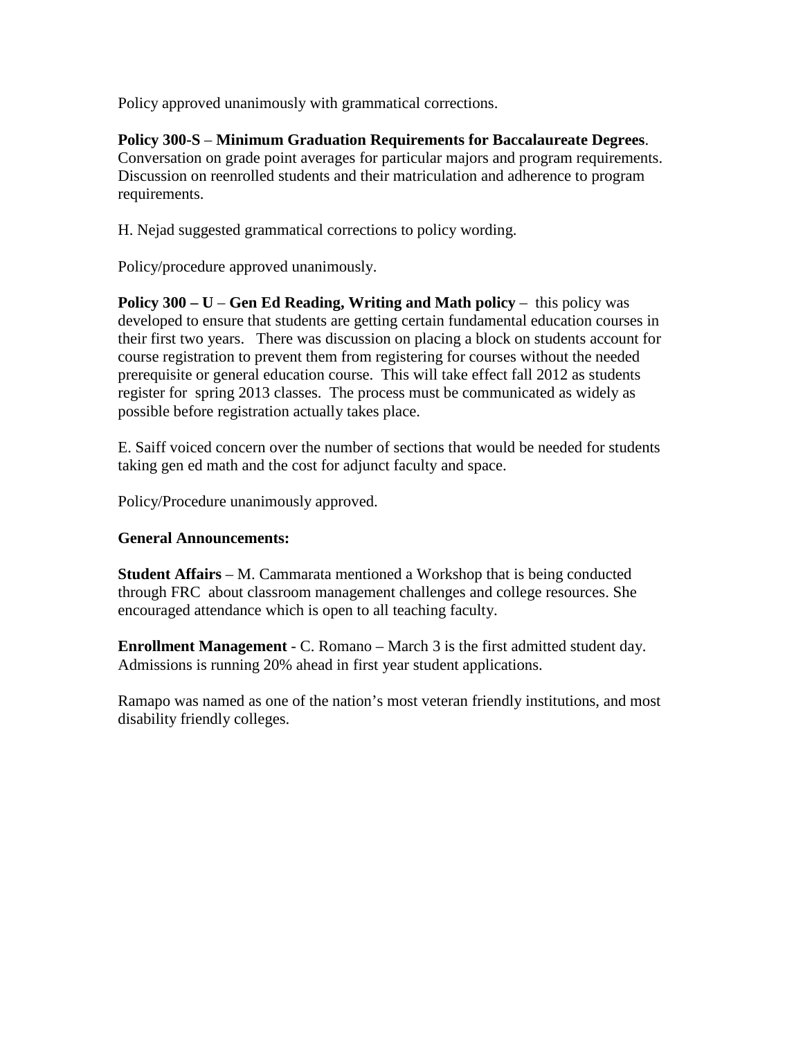Policy approved unanimously with grammatical corrections.

**Policy 300-S** – **Minimum Graduation Requirements for Baccalaureate Degrees**. Conversation on grade point averages for particular majors and program requirements. Discussion on reenrolled students and their matriculation and adherence to program requirements.

H. Nejad suggested grammatical corrections to policy wording.

Policy/procedure approved unanimously.

**Policy 300 – U** – **Gen Ed Reading, Writing and Math policy** – this policy was developed to ensure that students are getting certain fundamental education courses in their first two years. There was discussion on placing a block on students account for course registration to prevent them from registering for courses without the needed prerequisite or general education course. This will take effect fall 2012 as students register for spring 2013 classes. The process must be communicated as widely as possible before registration actually takes place.

E. Saiff voiced concern over the number of sections that would be needed for students taking gen ed math and the cost for adjunct faculty and space.

Policy/Procedure unanimously approved.

**General Announcements:**

**Student Affairs** – M. Cammarata mentioned a Workshop that is being conducted through FRC about classroom management challenges and college resources. She encouraged attendance which is open to all teaching faculty.

**Enrollment Management** - C. Romano – March 3 is the first admitted student day. Admissions is running 20% ahead in first year student applications.

Ramapo was named as one of the nation's most veteran friendly institutions, and most disability friendly colleges.